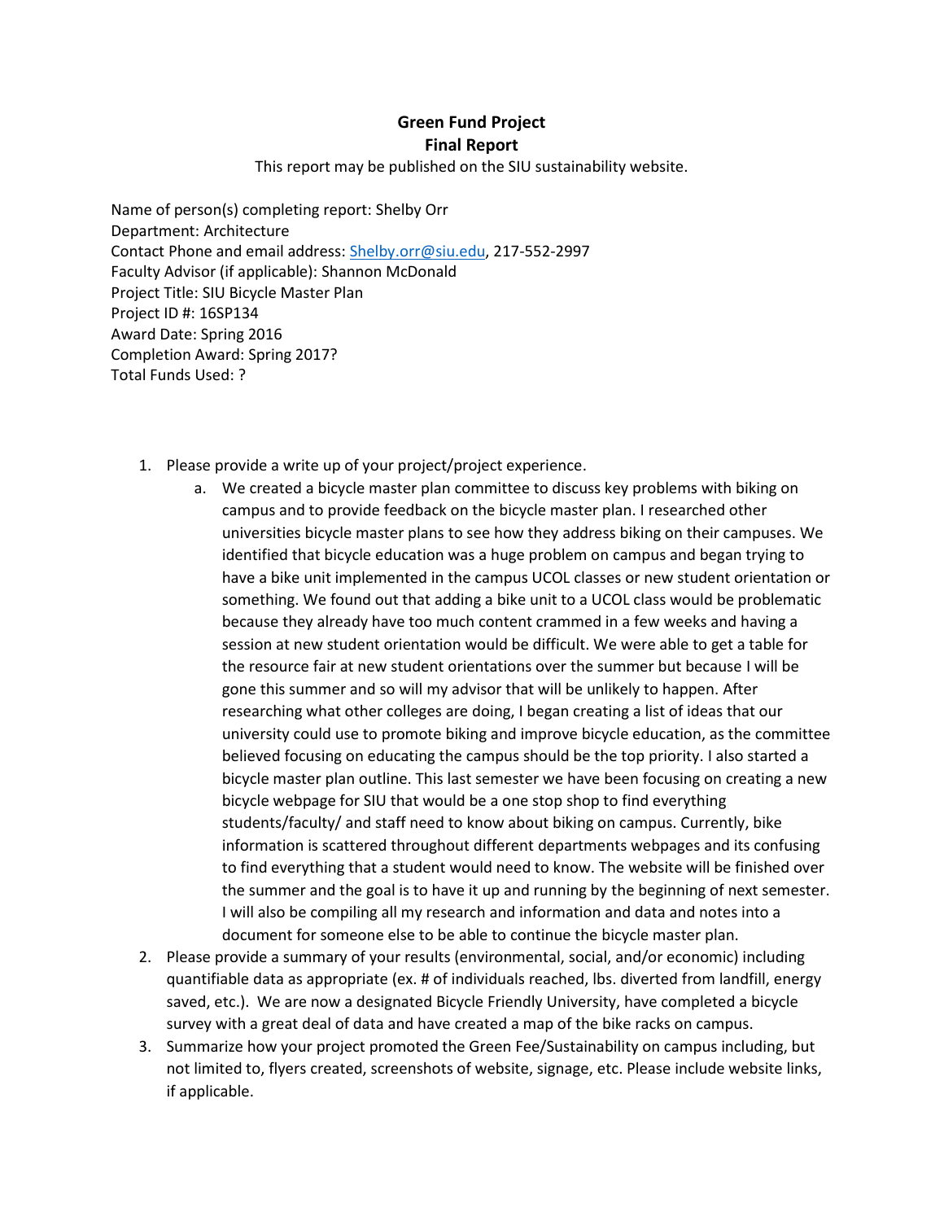**Green Fund Project**
**Final Report**

This report may be published on the SIU sustainability website.

Name of person(s) completing report: Shelby Orr
Department: Architecture
Contact Phone and email address: Shelby.orr@siu.edu, 217-552-2997
Faculty Advisor (if applicable): Shannon McDonald
Project Title: SIU Bicycle Master Plan
Project ID #: 16SP134
Award Date: Spring 2016
Completion Award: Spring 2017?
Total Funds Used: ?

1. Please provide a write up of your project/project experience.
   a. We created a bicycle master plan committee to discuss key problems with biking on campus and to provide feedback on the bicycle master plan. I researched other universities bicycle master plans to see how they address biking on their campuses. We identified that bicycle education was a huge problem on campus and began trying to have a bike unit implemented in the campus UCOL classes or new student orientation or something. We found out that adding a bike unit to a UCOL class would be problematic because they already have too much content crammed in a few weeks and having a session at new student orientation would be difficult. We were able to get a table for the resource fair at new student orientations over the summer but because I will be gone this summer and so will my advisor that will be unlikely to happen. After researching what other colleges are doing, I began creating a list of ideas that our university could use to promote biking and improve bicycle education, as the committee believed focusing on educating the campus should be the top priority. I also started a bicycle master plan outline. This last semester we have been focusing on creating a new bicycle webpage for SIU that would be a one stop shop to find everything students/faculty/ and staff need to know about biking on campus. Currently, bike information is scattered throughout different departments webpages and its confusing to find everything that a student would need to know. The website will be finished over the summer and the goal is to have it up and running by the beginning of next semester. I will also be compiling all my research and information and data and notes into a document for someone else to be able to continue the bicycle master plan.
2. Please provide a summary of your results (environmental, social, and/or economic) including quantifiable data as appropriate (ex. # of individuals reached, lbs. diverted from landfill, energy saved, etc.). We are now a designated Bicycle Friendly University, have completed a bicycle survey with a great deal of data and have created a map of the bike racks on campus.
3. Summarize how your project promoted the Green Fee/Sustainability on campus including, but not limited to, flyers created, screenshots of website, signage, etc. Please include website links, if applicable.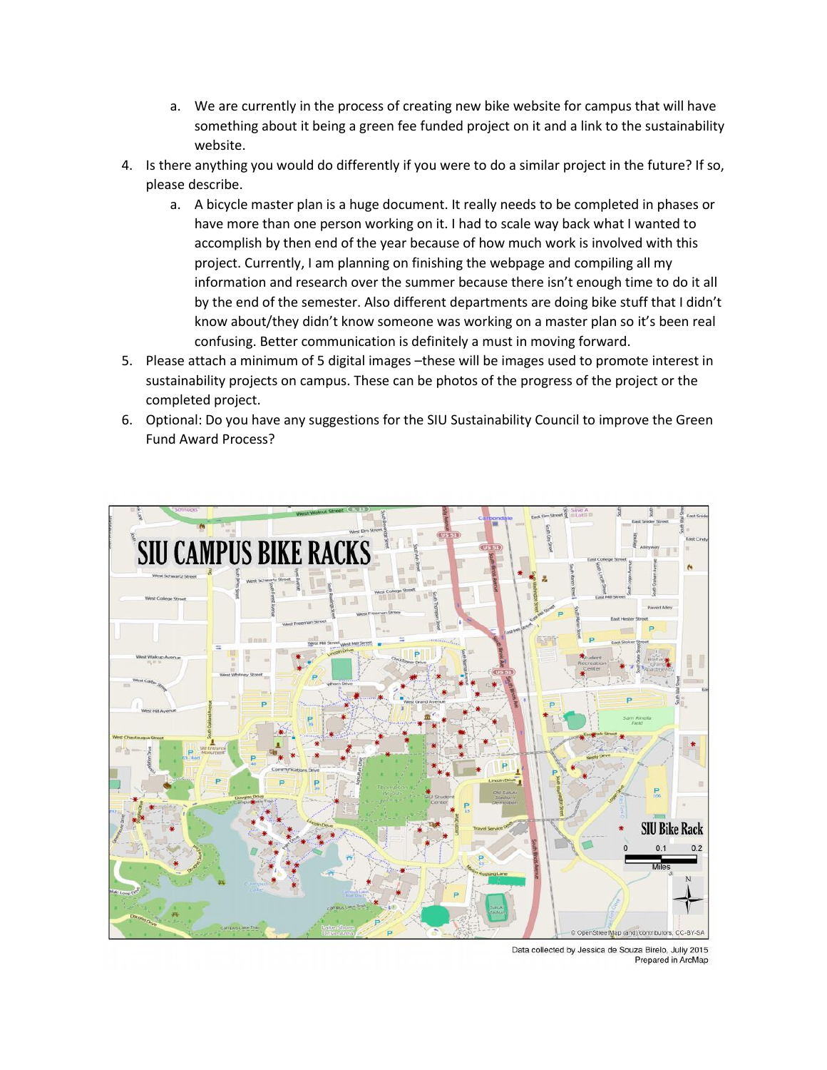a. We are currently in the process of creating new bike website for campus that will have something about it being a green fee funded project on it and a link to the sustainability website.

4. Is there anything you would do differently if you were to do a similar project in the future? If so, please describe.
   a. A bicycle master plan is a huge document. It really needs to be completed in phases or have more than one person working on it. I had to scale way back what I wanted to accomplish by then end of the year because of how much work is involved with this project. Currently, I am planning on finishing the webpage and compiling all my information and research over the summer because there isn't enough time to do it all by the end of the semester. Also different departments are doing bike stuff that I didn't know about/they didn't know someone was working on a master plan so it's been real confusing. Better communication is definitely a must in moving forward.
5. Please attach a minimum of 5 digital images –these will be images used to promote interest in sustainability projects on campus. These can be photos of the progress of the project or the completed project.
6. Optional: Do you have any suggestions for the SIU Sustainability Council to improve the Green Fund Award Process?

SIU CAMPUS BIKE RACKS

SIU Bike Rack

0 0.1 0.2
Miles

N

© OpenStreetMap (and) contributors, CC-BY-SA

Data collected by Jessica de Souza Birelo, July 2015
Prepared in ArcMap